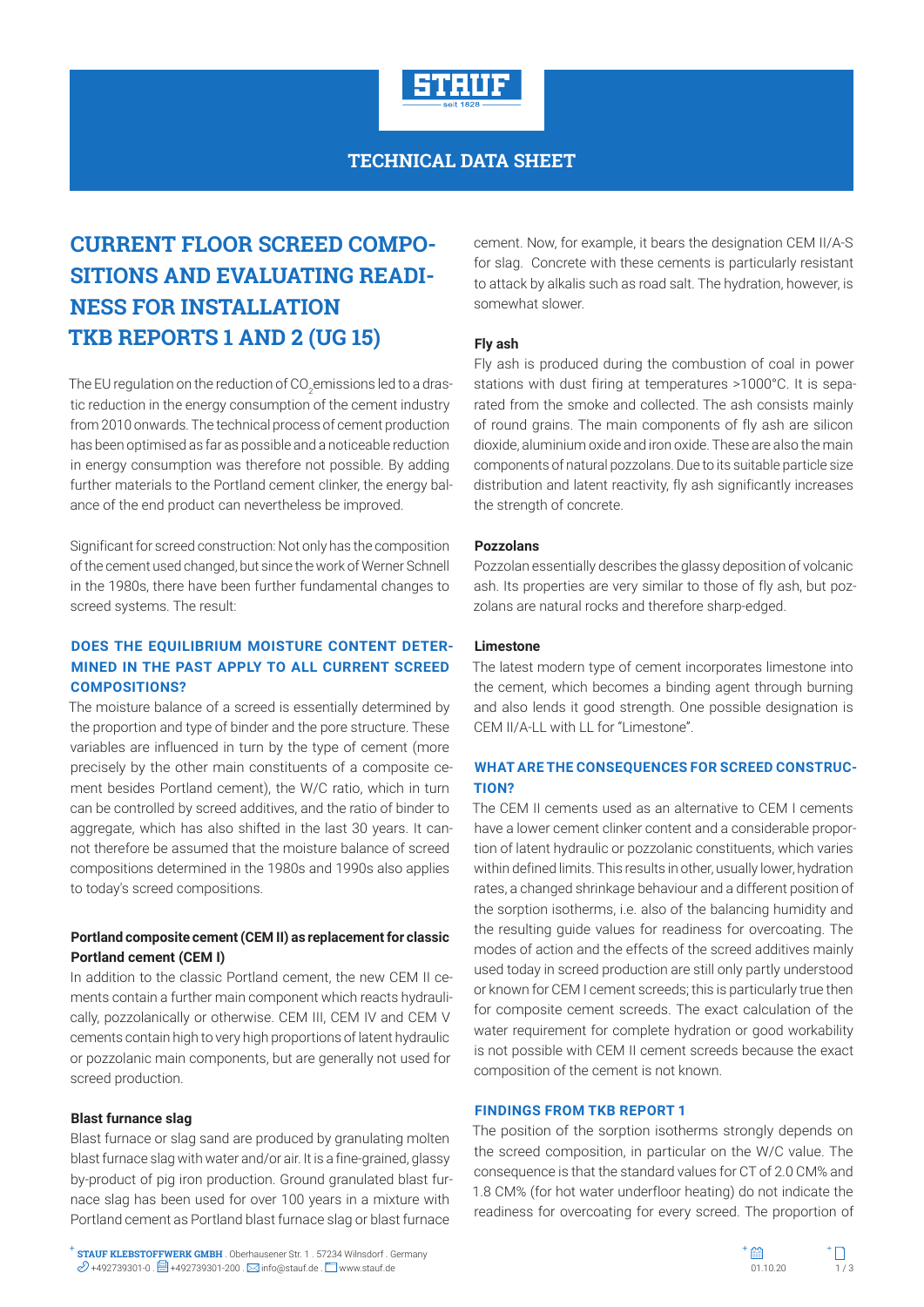TECHNICAL DATA SHEET

# CURRENT FLOOR SCREED COMPOSITIONS AND EVALUATING READINESS FOR INSTALLATION TKB REPORTS 1 AND 2 (UG 15)

The EU regulation on the reduction of $CO_2$ emissions led to a drastic reduction in the energy consumption of the cement industry from 2010 onwards. The technical process of cement production has been optimised as far as possible and a noticeable reduction in energy consumption was therefore not possible. By adding further materials to the Portland cement clinker, the energy balance of the end product can nevertheless be improved.

Significant for screed construction: Not only has the composition of the cement used changed, but since the work of Werner Schnell in the 1980s, there have been further fundamental changes to screed systems. The result:

## DOES THE EQUILIBRIUM MOISTURE CONTENT DETERMINED IN THE PAST APPLY TO ALL CURRENT SCREED COMPOSITIONS?

The moisture balance of a screed is essentially determined by the proportion and type of binder and the pore structure. These variables are influenced in turn by the type of cement (more precisely by the other main constituents of a composite cement besides Portland cement), the W/C ratio, which in turn can be controlled by screed additives, and the ratio of binder to aggregate, which has also shifted in the last 30 years. It cannot therefore be assumed that the moisture balance of screed compositions determined in the 1980s and 1990s also applies to today's screed compositions.

### Portland composite cement (CEM II) as replacement for classic Portland cement (CEM I)

In addition to the classic Portland cement, the new CEM II cements contain a further main component which reacts hydraulically, pozzolanically or otherwise. CEM III, CEM IV and CEM V cements contain high to very high proportions of latent hydraulic or pozzolanic main components, but are generally not used for screed production.

### Blast furnance slag

Blast furnace or slag sand are produced by granulating molten blast furnace slag with water and/or air. It is a fine-grained, glassy by-product of pig iron production. Ground granulated blast furnace slag has been used for over 100 years in a mixture with Portland cement as Portland blast furnace slag or blast furnace cement. Now, for example, it bears the designation CEM II/A-S for slag. Concrete with these cements is particularly resistant to attack by alkalis such as road salt. The hydration, however, is somewhat slower.

### Fly ash

Fly ash is produced during the combustion of coal in power stations with dust firing at temperatures >1000°C. It is separated from the smoke and collected. The ash consists mainly of round grains. The main components of fly ash are silicon dioxide, aluminium oxide and iron oxide. These are also the main components of natural pozzolans. Due to its suitable particle size distribution and latent reactivity, fly ash significantly increases the strength of concrete.

### Pozzolans

Pozzolan essentially describes the glassy deposition of volcanic ash. Its properties are very similar to those of fly ash, but pozzolans are natural rocks and therefore sharp-edged.

### Limestone

The latest modern type of cement incorporates limestone into the cement, which becomes a binding agent through burning and also lends it good strength. One possible designation is CEM II/A-LL with LL for "Limestone".

## WHAT ARE THE CONSEQUENCES FOR SCREED CONSTRUCTION?

The CEM II cements used as an alternative to CEM I cements have a lower cement clinker content and a considerable proportion of latent hydraulic or pozzolanic constituents, which varies within defined limits. This results in other, usually lower, hydration rates, a changed shrinkage behaviour and a different position of the sorption isotherms, i.e. also of the balancing humidity and the resulting guide values for readiness for overcoating. The modes of action and the effects of the screed additives mainly used today in screed production are still only partly understood or known for CEM I cement screeds; this is particularly true then for composite cement screeds. The exact calculation of the water requirement for complete hydration or good workability is not possible with CEM II cement screeds because the exact composition of the cement is not known.

## FINDINGS FROM TKB REPORT 1

The position of the sorption isotherms strongly depends on the screed composition, in particular on the W/C value. The consequence is that the standard values for CT of 2.0 CM% and 1.8 CM% (for hot water underfloor heating) do not indicate the readiness for overcoating for every screed. The proportion of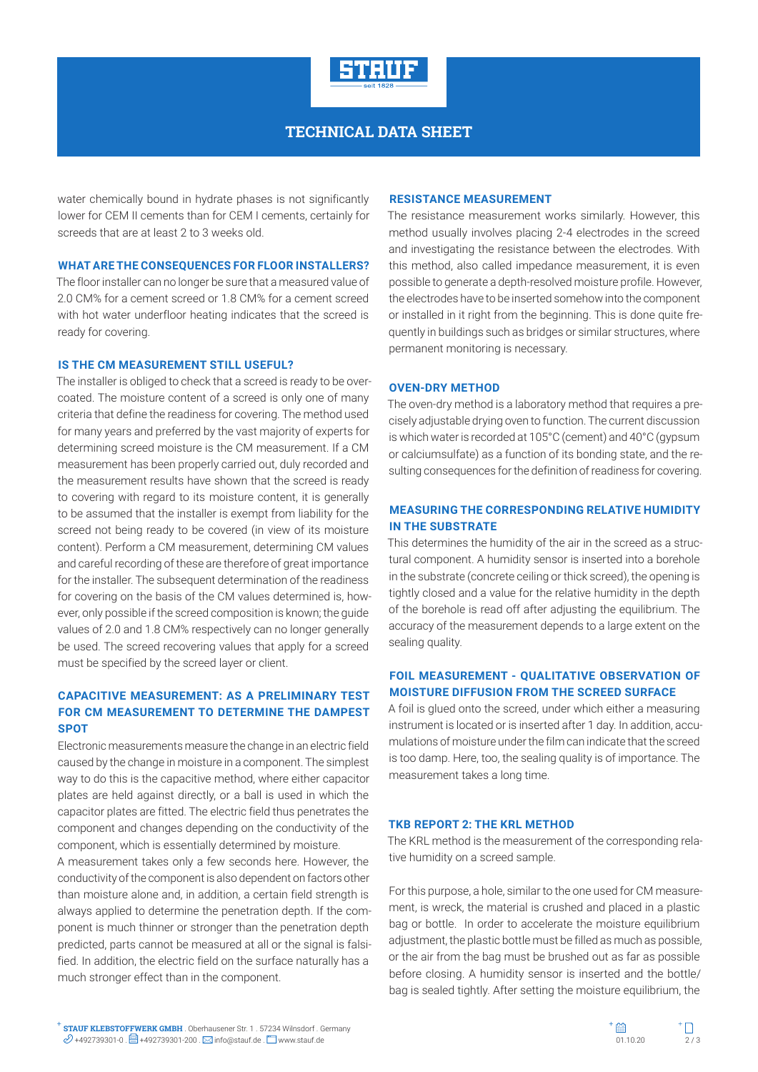water chemically bound in hydrate phases is not significantly lower for CEM II cements than for CEM I cements, certainly for screeds that are at least 2 to 3 weeks old.

### WHAT ARE THE CONSEQUENCES FOR FLOOR INSTALLERS?

The floor installer can no longer be sure that a measured value of 2.0 CM% for a cement screed or 1.8 CM% for a cement screed with hot water underfloor heating indicates that the screed is ready for covering.

### IS THE CM MEASUREMENT STILL USEFUL?

The installer is obliged to check that a screed is ready to be overcoated. The moisture content of a screed is only one of many criteria that define the readiness for covering. The method used for many years and preferred by the vast majority of experts for determining screed moisture is the CM measurement. If a CM measurement has been properly carried out, duly recorded and the measurement results have shown that the screed is ready to covering with regard to its moisture content, it is generally to be assumed that the installer is exempt from liability for the screed not being ready to be covered (in view of its moisture content). Perform a CM measurement, determining CM values and careful recording of these are therefore of great importance for the installer. The subsequent determination of the readiness for covering on the basis of the CM values determined is, however, only possible if the screed composition is known; the guide values of 2.0 and 1.8 CM% respectively can no longer generally be used. The screed recovering values that apply for a screed must be specified by the screed layer or client.

### CAPACITIVE MEASUREMENT: AS A PRELIMINARY TEST FOR CM MEASUREMENT TO DETERMINE THE DAMPEST SPOT

Electronic measurements measure the change in an electric field caused by the change in moisture in a component. The simplest way to do this is the capacitive method, where either capacitor plates are held against directly, or a ball is used in which the capacitor plates are fitted. The electric field thus penetrates the component and changes depending on the conductivity of the component, which is essentially determined by moisture.

A measurement takes only a few seconds here. However, the conductivity of the component is also dependent on factors other than moisture alone and, in addition, a certain field strength is always applied to determine the penetration depth. If the component is much thinner or stronger than the penetration depth predicted, parts cannot be measured at all or the signal is falsified. In addition, the electric field on the surface naturally has a much stronger effect than in the component.

### RESISTANCE MEASUREMENT

The resistance measurement works similarly. However, this method usually involves placing 2-4 electrodes in the screed and investigating the resistance between the electrodes. With this method, also called impedance measurement, it is even possible to generate a depth-resolved moisture profile. However, the electrodes have to be inserted somehow into the component or installed in it right from the beginning. This is done quite frequently in buildings such as bridges or similar structures, where permanent monitoring is necessary.

### OVEN-DRY METHOD

The oven-dry method is a laboratory method that requires a precisely adjustable drying oven to function. The current discussion is which water is recorded at 105°C (cement) and 40°C (gypsum or calciumsulfate) as a function of its bonding state, and the resulting consequences for the definition of readiness for covering.

### MEASURING THE CORRESPONDING RELATIVE HUMIDITY IN THE SUBSTRATE

This determines the humidity of the air in the screed as a structural component. A humidity sensor is inserted into a borehole in the substrate (concrete ceiling or thick screed), the opening is tightly closed and a value for the relative humidity in the depth of the borehole is read off after adjusting the equilibrium. The accuracy of the measurement depends to a large extent on the sealing quality.

### FOIL MEASUREMENT - QUALITATIVE OBSERVATION OF MOISTURE DIFFUSION FROM THE SCREED SURFACE

A foil is glued onto the screed, under which either a measuring instrument is located or is inserted after 1 day. In addition, accumulations of moisture under the film can indicate that the screed is too damp. Here, too, the sealing quality is of importance. The measurement takes a long time.

### TKB REPORT 2: THE KRL METHOD

The KRL method is the measurement of the corresponding relative humidity on a screed sample.

For this purpose, a hole, similar to the one used for CM measurement, is wreck, the material is crushed and placed in a plastic bag or bottle. In order to accelerate the moisture equilibrium adjustment, the plastic bottle must be filled as much as possible, or the air from the bag must be brushed out as far as possible before closing. A humidity sensor is inserted and the bottle/bag is sealed tightly. After setting the moisture equilibrium, the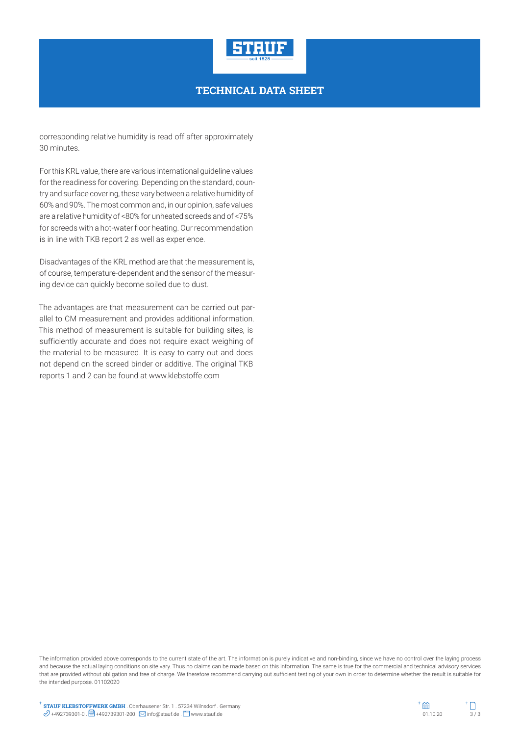corresponding relative humidity is read off after approximately 30 minutes.

For this KRL value, there are various international guideline values for the readiness for covering. Depending on the standard, country and surface covering, these vary between a relative humidity of 60% and 90%. The most common and, in our opinion, safe values are a relative humidity of <80% for unheated screeds and of <75% for screeds with a hot-water floor heating. Our recommendation is in line with TKB report 2 as well as experience.

Disadvantages of the KRL method are that the measurement is, of course, temperature-dependent and the sensor of the measuring device can quickly become soiled due to dust.

The advantages are that measurement can be carried out parallel to CM measurement and provides additional information. This method of measurement is suitable for building sites, is sufficiently accurate and does not require exact weighing of the material to be measured. It is easy to carry out and does not depend on the screed binder or additive. The original TKB reports 1 and 2 can be found at www.klebstoffe.com

The information provided above corresponds to the current state of the art. The information is purely indicative and non-binding, since we have no control over the laying process and because the actual laying conditions on site vary. Thus no claims can be made based on this information. The same is true for the commercial and technical advisory services that are provided without obligation and free of charge. We therefore recommend carrying out sufficient testing of your own in order to determine whether the result is suitable for the intended purpose. 01102020